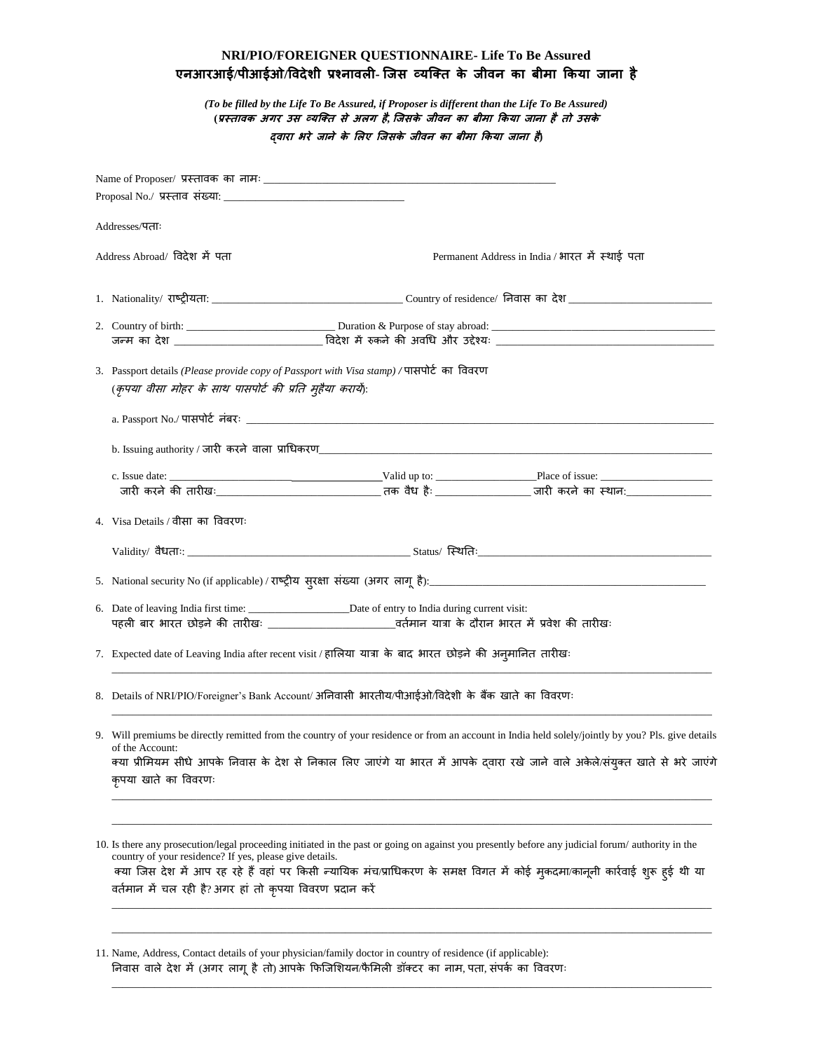# NRI/PIO/FOREIGNER QUESTIONNAIRE- Life To Be Assured
# एनआरआई/पीआईओ/विदेशी प्रश्नावली- जिस व्यक्ति के जीवन का बीमा किया जाना है

*(To be filled by the Life To Be Assured, if Proposer is different than the Life To Be Assured)*
***(प्रस्तावक अगर उस व्यक्ति से अलग है, जिसके जीवन का बीमा किया जाना है तो उसके द्वारा भरे जाने के लिए जिसके जीवन का बीमा किया जाना है)***

Name of Proposer/ प्रस्तावक का नामः ____________________________________________________

Proposal No./ प्रस्ताव संख्या: ________________________________

Addresses/पताः

Address Abroad/ विदेश में पता

Permanent Address in India / भारत में स्थाई पता

1. Nationality/ राष्ट्रीयता: __________________________________ Country of residence/ निवास का देश _________________________

2. Country of birth: __________________________ Duration & Purpose of stay abroad: ________________________________________
   जन्म का देश __________________________ विदेश में रुकने की अवधि और उद्देश्यः ________________________________________

3. Passport details *(Please provide copy of Passport with Visa stamp)* / पासपोर्ट का विवरण
   (*कृपया वीसा मोहर के साथ पासपोर्ट की प्रति मुहैया करायें*):

   a. Passport No./ पासपोर्ट नंबरः ________________________________________________________________________________

   b. Issuing authority / जारी करने वाला प्राधिकरण_________________________________________________________________

   c. Issue date: _______________________________________Valid up to: __________________Place of issue: ____________________
   जारी करने की तारीखः_____________________________ तक वैध हैः _________________ जारी करने का स्थान:_______________

4. Visa Details / वीसा का विवरणः

   Validity/ वैधताः: ________________________________________ Status/ स्थितिः__________________________________________

5. National security No (if applicable) / राष्ट्रीय सुरक्षा संख्या (अगर लागू है):__________________________________________________

6. Date of leaving India first time: ___________________Date of entry to India during current visit:
   पहली बार भारत छोड़ने की तारीखः _______________________वर्तमान यात्रा के दौरान भारत में प्रवेश की तारीखः

7. Expected date of Leaving India after recent visit / हालिया यात्रा के बाद भारत छोड़ने की अनुमानित तारीखः
   ______________________________________________________________________________________________________

8. Details of NRI/PIO/Foreigner's Bank Account/ अनिवासी भारतीय/पीआईओ/विदेशी के बैंक खाते का विवरणः
   ______________________________________________________________________________________________________

9. Will premiums be directly remitted from the country of your residence or from an account in India held solely/jointly by you? Pls. give details of the Account:
   क्या प्रीमियम सीधे आपके निवास के देश से निकाल लिए जाएंगे या भारत में आपके द्वारा रखे जाने वाले अकेले/संयुक्त खाते से भरे जाएंगे कृपया खाते का विवरणः
   ______________________________________________________________________________________________________
   ______________________________________________________________________________________________________

10. Is there any prosecution/legal proceeding initiated in the past or going on against you presently before any judicial forum/ authority in the country of your residence? If yes, please give details.
    क्या जिस देश में आप रह रहे हैं वहां पर किसी न्यायिक मंच/प्राधिकरण के समक्ष विगत में कोई मुकदमा/कानूनी कार्रवाई शुरू हुई थी या वर्तमान में चल रही है? अगर हां तो कृपया विवरण प्रदान करें
    ______________________________________________________________________________________________________
    ______________________________________________________________________________________________________

11. Name, Address, Contact details of your physician/family doctor in country of residence (if applicable):
    निवास वाले देश में (अगर लागू है तो) आपके फिजिशियन/फैमिली डॉक्टर का नाम, पता, संपर्क का विवरणः
    ______________________________________________________________________________________________________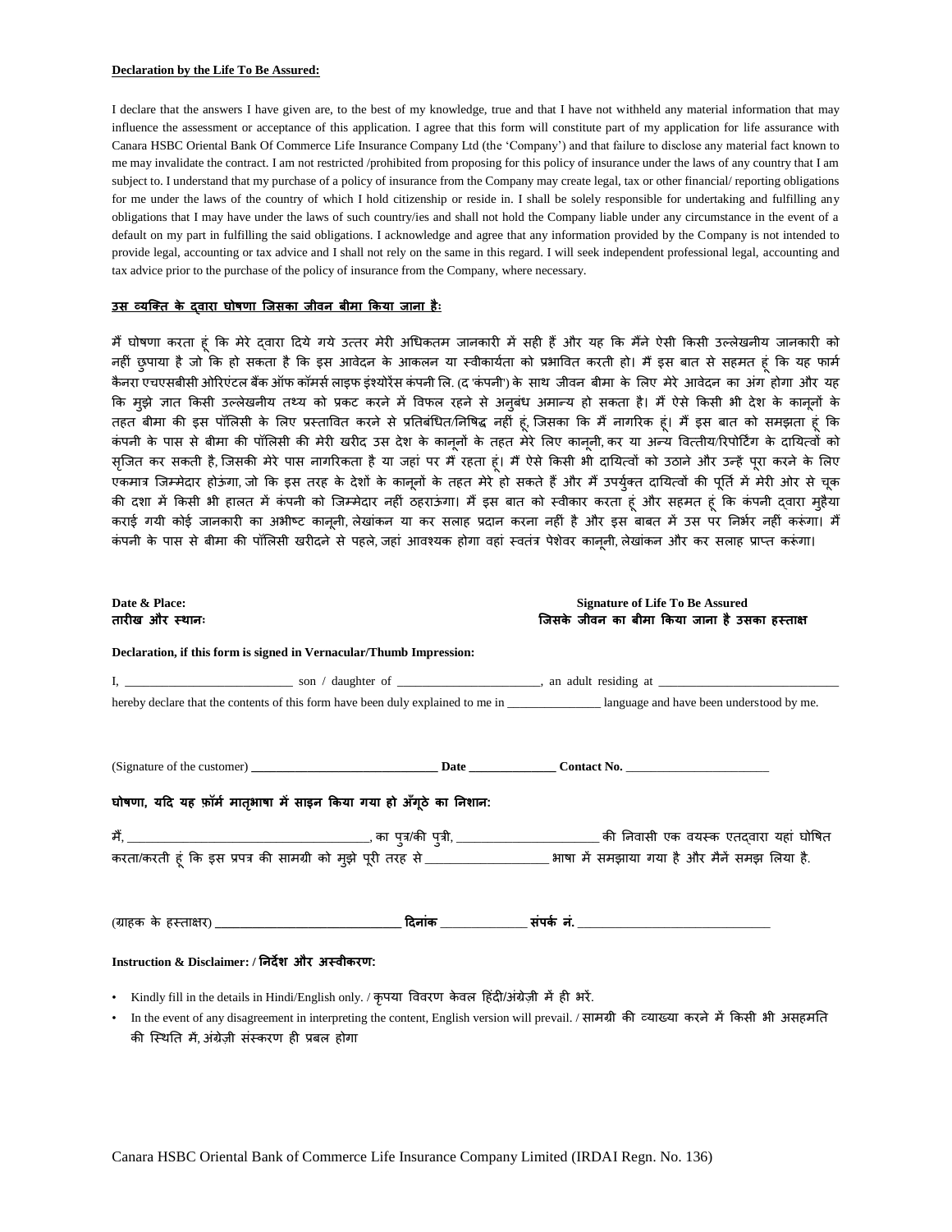**Declaration by the Life To Be Assured:**

I declare that the answers I have given are, to the best of my knowledge, true and that I have not withheld any material information that may influence the assessment or acceptance of this application. I agree that this form will constitute part of my application for life assurance with Canara HSBC Oriental Bank Of Commerce Life Insurance Company Ltd (the 'Company') and that failure to disclose any material fact known to me may invalidate the contract. I am not restricted /prohibited from proposing for this policy of insurance under the laws of any country that I am subject to. I understand that my purchase of a policy of insurance from the Company may create legal, tax or other financial/ reporting obligations for me under the laws of the country of which I hold citizenship or reside in. I shall be solely responsible for undertaking and fulfilling any obligations that I may have under the laws of such country/ies and shall not hold the Company liable under any circumstance in the event of a default on my part in fulfilling the said obligations. I acknowledge and agree that any information provided by the Company is not intended to provide legal, accounting or tax advice and I shall not rely on the same in this regard. I will seek independent professional legal, accounting and tax advice prior to the purchase of the policy of insurance from the Company, where necessary.

**उस व्यक्ति के द्वारा घोषणा जिसका जीवन बीमा किया जाना है:**

मैं घोषणा करता हूं कि मेरे द्वारा दिये गये उत्तर मेरी अधिकतम जानकारी में सही हैं और यह कि मैंने ऐसी किसी उल्लेखनीय जानकारी को नहीं छुपाया है जो कि हो सकता है कि इस आवेदन के आकलन या स्वीकार्यता को प्रभावित करती हो। मैं इस बात से सहमत हूं कि यह फार्म कैनरा एचएसबीसी ओरिएंटल बैंक ऑफ कॉमर्स लाइफ इंश्योरेंस कंपनी लि. (द 'कंपनी') के साथ जीवन बीमा के लिए मेरे आवेदन का अंग होगा और यह कि मुझे ज्ञात किसी उल्लेखनीय तथ्य को प्रकट करने में विफल रहने से अनुबंध अमान्य हो सकता है। मैं ऐसे किसी भी देश के कानूनों के तहत बीमा की इस पॉलिसी के लिए प्रस्तावित करने से प्रतिबंधित/निषिद्ध नहीं हूं, जिसका कि मैं नागरिक हूं। मैं इस बात को समझता हूं कि कंपनी के पास से बीमा की पॉलिसी की मेरी खरीद उस देश के कानूनों के तहत मेरे लिए कानूनी, कर या अन्य वित्तीय/रिपोर्टिंग के दायित्वों को सृजित कर सकती है, जिसकी मेरे पास नागरिकता है या जहां पर मैं रहता हूं। मैं ऐसे किसी भी दायित्वों को उठाने और उन्हें पूरा करने के लिए एकमात्र जिम्मेदार होऊंगा, जो कि इस तरह के देशों के कानूनों के तहत मेरे हो सकते हैं और मैं उपर्युक्त दायित्वों की पूर्ति में मेरी ओर से चूक की दशा में किसी भी हालत में कंपनी को जिम्मेदार नहीं ठहराऊंगा। मैं इस बात को स्वीकार करता हूं और सहमत हूं कि कंपनी द्वारा मुहैया कराई गयी कोई जानकारी का अभीष्ट कानूनी, लेखांकन या कर सलाह प्रदान करना नहीं है और इस बाबत में उस पर निर्भर नहीं करूंगा। मैं कंपनी के पास से बीमा की पॉलिसी खरीदने से पहले, जहां आवश्यक होगा वहां स्वतंत्र पेशेवर कानूनी, लेखांकन और कर सलाह प्राप्त करूंगा।

**Date & Place:**
**तारीख और स्थान:**

**Signature of Life To Be Assured**
**जिसके जीवन का बीमा किया जाना है उसका हस्ताक्ष**

**Declaration, if this form is signed in Vernacular/Thumb Impression:**

I, __________________________ son / daughter of ______________________, an adult residing at ____________________________ hereby declare that the contents of this form have been duly explained to me in _______________ language and have been understood by me.

(Signature of the customer) ______________________________ **Date** ______________ **Contact No.** ________________________

**घोषणा, यदि यह फ़ॉर्म मातृभाषा में साइन किया गया हो अँगूठे का निशान:**

मैं, ______________________________________, का पुत्र/की पुत्री, ______________________ की निवासी एक वयस्क एतद्वारा यहां घोषित करता/करती हूं कि इस प्रपत्र की सामग्री को मुझे पूरी तरह से ____________________ भाषा में समझाया गया है और मैंनें समझ लिया है.

(ग्राहक के हस्ताक्षर) ______________________________ **दिनांक** ______________ **संपर्क नं.** ______________________________

**Instruction & Disclaimer: / निर्देश और अस्वीकरण:**

- Kindly fill in the details in Hindi/English only. / कृपया विवरण केवल हिंदी/अंग्रेज़ी में ही भरें.
- In the event of any disagreement in interpreting the content, English version will prevail. / सामग्री की व्याख्या करने में किसी भी असहमति की स्थिति में, अंग्रेज़ी संस्करण ही प्रबल होगा

Canara HSBC Oriental Bank of Commerce Life Insurance Company Limited (IRDAI Regn. No. 136)